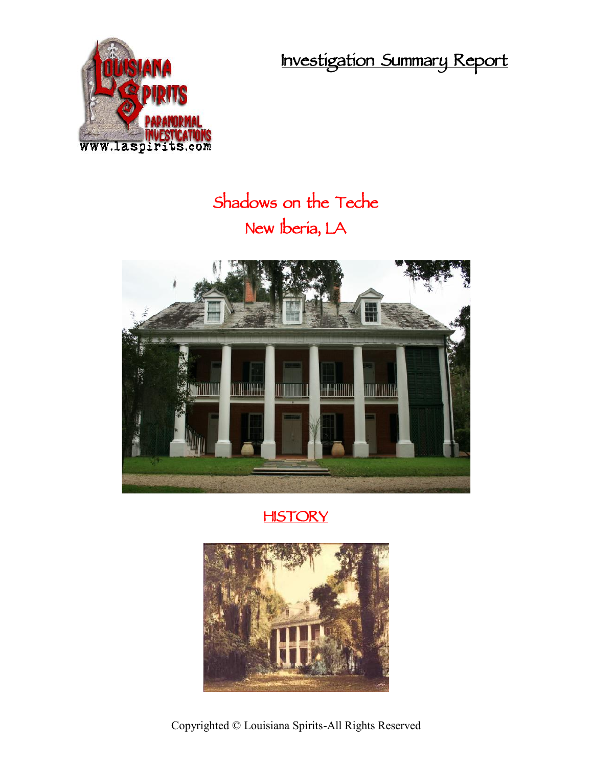# Investigation Summary Report

## Shadows on the Teche
## New Iberia, LA

## HISTORY

Copyrighted © Louisiana Spirits-All Rights Reserved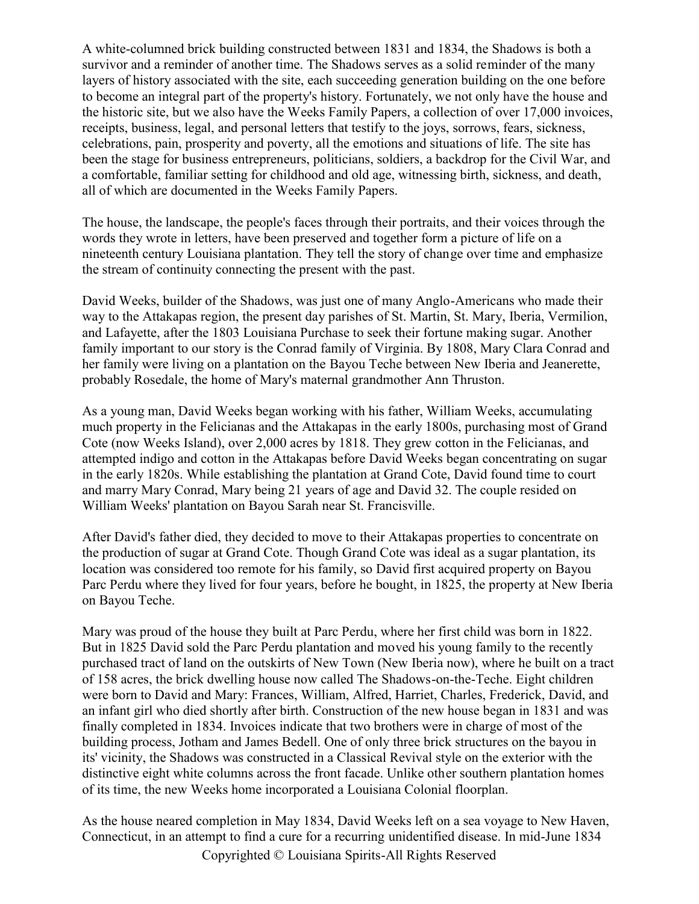A white-columned brick building constructed between 1831 and 1834, the Shadows is both a survivor and a reminder of another time. The Shadows serves as a solid reminder of the many layers of history associated with the site, each succeeding generation building on the one before to become an integral part of the property's history. Fortunately, we not only have the house and the historic site, but we also have the Weeks Family Papers, a collection of over 17,000 invoices, receipts, business, legal, and personal letters that testify to the joys, sorrows, fears, sickness, celebrations, pain, prosperity and poverty, all the emotions and situations of life. The site has been the stage for business entrepreneurs, politicians, soldiers, a backdrop for the Civil War, and a comfortable, familiar setting for childhood and old age, witnessing birth, sickness, and death, all of which are documented in the Weeks Family Papers.

The house, the landscape, the people's faces through their portraits, and their voices through the words they wrote in letters, have been preserved and together form a picture of life on a nineteenth century Louisiana plantation. They tell the story of change over time and emphasize the stream of continuity connecting the present with the past.

David Weeks, builder of the Shadows, was just one of many Anglo-Americans who made their way to the Attakapas region, the present day parishes of St. Martin, St. Mary, Iberia, Vermilion, and Lafayette, after the 1803 Louisiana Purchase to seek their fortune making sugar. Another family important to our story is the Conrad family of Virginia. By 1808, Mary Clara Conrad and her family were living on a plantation on the Bayou Teche between New Iberia and Jeanerette, probably Rosedale, the home of Mary's maternal grandmother Ann Thruston.

As a young man, David Weeks began working with his father, William Weeks, accumulating much property in the Felicianas and the Attakapas in the early 1800s, purchasing most of Grand Cote (now Weeks Island), over 2,000 acres by 1818. They grew cotton in the Felicianas, and attempted indigo and cotton in the Attakapas before David Weeks began concentrating on sugar in the early 1820s. While establishing the plantation at Grand Cote, David found time to court and marry Mary Conrad, Mary being 21 years of age and David 32. The couple resided on William Weeks' plantation on Bayou Sarah near St. Francisville.

After David's father died, they decided to move to their Attakapas properties to concentrate on the production of sugar at Grand Cote. Though Grand Cote was ideal as a sugar plantation, its location was considered too remote for his family, so David first acquired property on Bayou Parc Perdu where they lived for four years, before he bought, in 1825, the property at New Iberia on Bayou Teche.

Mary was proud of the house they built at Parc Perdu, where her first child was born in 1822. But in 1825 David sold the Parc Perdu plantation and moved his young family to the recently purchased tract of land on the outskirts of New Town (New Iberia now), where he built on a tract of 158 acres, the brick dwelling house now called The Shadows-on-the-Teche. Eight children were born to David and Mary: Frances, William, Alfred, Harriet, Charles, Frederick, David, and an infant girl who died shortly after birth. Construction of the new house began in 1831 and was finally completed in 1834. Invoices indicate that two brothers were in charge of most of the building process, Jotham and James Bedell. One of only three brick structures on the bayou in its' vicinity, the Shadows was constructed in a Classical Revival style on the exterior with the distinctive eight white columns across the front facade. Unlike other southern plantation homes of its time, the new Weeks home incorporated a Louisiana Colonial floorplan.

As the house neared completion in May 1834, David Weeks left on a sea voyage to New Haven, Connecticut, in an attempt to find a cure for a recurring unidentified disease. In mid-June 1834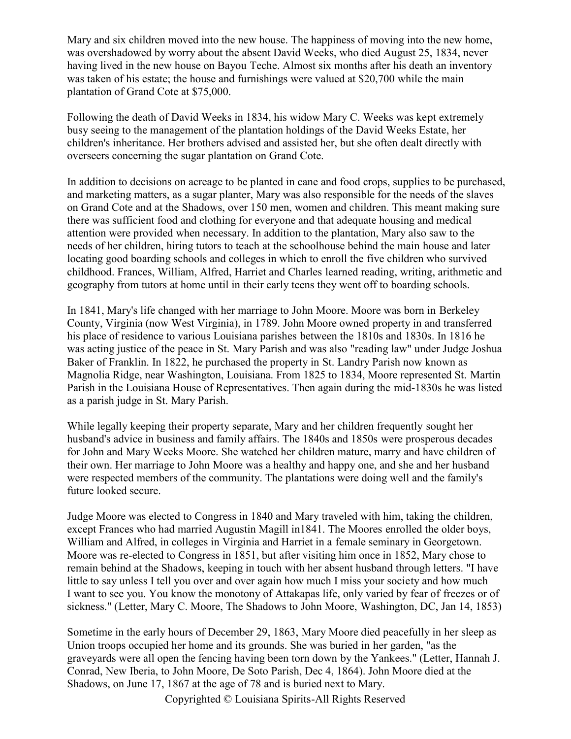Mary and six children moved into the new house. The happiness of moving into the new home, was overshadowed by worry about the absent David Weeks, who died August 25, 1834, never having lived in the new house on Bayou Teche. Almost six months after his death an inventory was taken of his estate; the house and furnishings were valued at $20,700 while the main plantation of Grand Cote at $75,000.

Following the death of David Weeks in 1834, his widow Mary C. Weeks was kept extremely busy seeing to the management of the plantation holdings of the David Weeks Estate, her children's inheritance. Her brothers advised and assisted her, but she often dealt directly with overseers concerning the sugar plantation on Grand Cote.

In addition to decisions on acreage to be planted in cane and food crops, supplies to be purchased, and marketing matters, as a sugar planter, Mary was also responsible for the needs of the slaves on Grand Cote and at the Shadows, over 150 men, women and children. This meant making sure there was sufficient food and clothing for everyone and that adequate housing and medical attention were provided when necessary. In addition to the plantation, Mary also saw to the needs of her children, hiring tutors to teach at the schoolhouse behind the main house and later locating good boarding schools and colleges in which to enroll the five children who survived childhood. Frances, William, Alfred, Harriet and Charles learned reading, writing, arithmetic and geography from tutors at home until in their early teens they went off to boarding schools.

In 1841, Mary's life changed with her marriage to John Moore. Moore was born in Berkeley County, Virginia (now West Virginia), in 1789. John Moore owned property in and transferred his place of residence to various Louisiana parishes between the 1810s and 1830s. In 1816 he was acting justice of the peace in St. Mary Parish and was also "reading law" under Judge Joshua Baker of Franklin. In 1822, he purchased the property in St. Landry Parish now known as Magnolia Ridge, near Washington, Louisiana. From 1825 to 1834, Moore represented St. Martin Parish in the Louisiana House of Representatives. Then again during the mid-1830s he was listed as a parish judge in St. Mary Parish.

While legally keeping their property separate, Mary and her children frequently sought her husband's advice in business and family affairs. The 1840s and 1850s were prosperous decades for John and Mary Weeks Moore. She watched her children mature, marry and have children of their own. Her marriage to John Moore was a healthy and happy one, and she and her husband were respected members of the community. The plantations were doing well and the family's future looked secure.

Judge Moore was elected to Congress in 1840 and Mary traveled with him, taking the children, except Frances who had married Augustin Magill in1841. The Moores enrolled the older boys, William and Alfred, in colleges in Virginia and Harriet in a female seminary in Georgetown. Moore was re-elected to Congress in 1851, but after visiting him once in 1852, Mary chose to remain behind at the Shadows, keeping in touch with her absent husband through letters. "I have little to say unless I tell you over and over again how much I miss your society and how much I want to see you. You know the monotony of Attakapas life, only varied by fear of freezes or of sickness." (Letter, Mary C. Moore, The Shadows to John Moore, Washington, DC, Jan 14, 1853)

Sometime in the early hours of December 29, 1863, Mary Moore died peacefully in her sleep as Union troops occupied her home and its grounds. She was buried in her garden, "as the graveyards were all open the fencing having been torn down by the Yankees." (Letter, Hannah J. Conrad, New Iberia, to John Moore, De Soto Parish, Dec 4, 1864). John Moore died at the Shadows, on June 17, 1867 at the age of 78 and is buried next to Mary.

Copyrighted © Louisiana Spirits-All Rights Reserved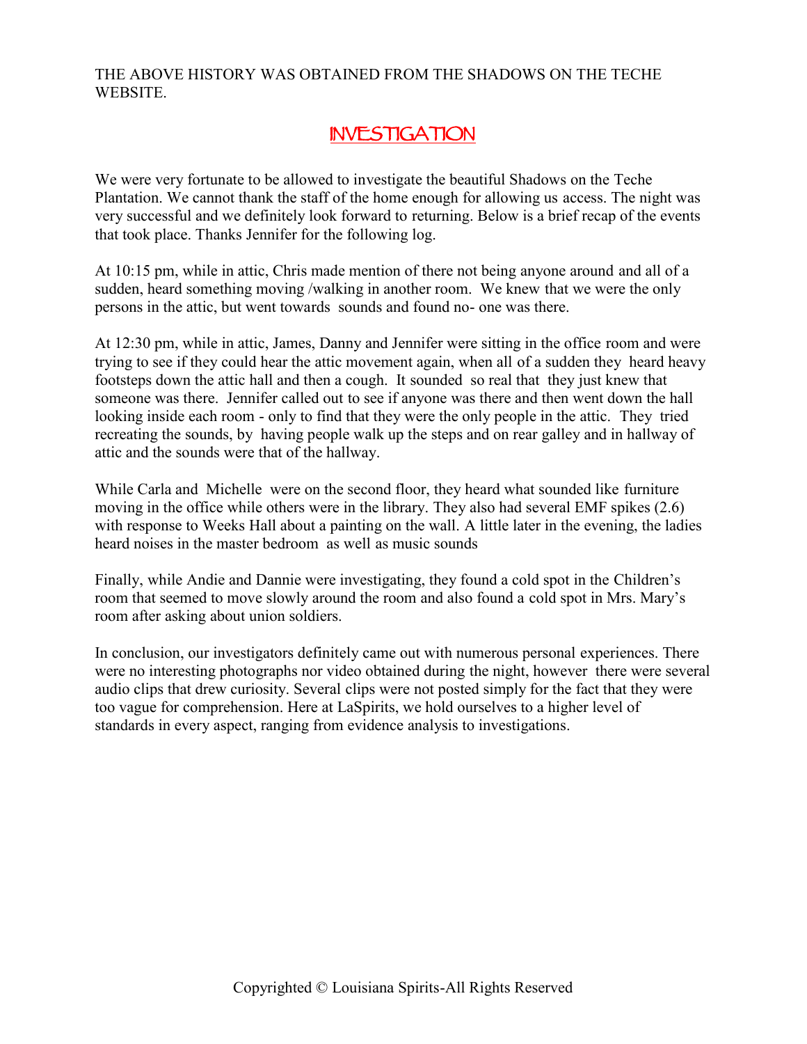THE ABOVE HISTORY WAS OBTAINED FROM THE SHADOWS ON THE TECHE WEBSITE.

## INVESTIGATION

We were very fortunate to be allowed to investigate the beautiful Shadows on the Teche Plantation. We cannot thank the staff of the home enough for allowing us access. The night was very successful and we definitely look forward to returning. Below is a brief recap of the events that took place. Thanks Jennifer for the following log.

At 10:15 pm, while in attic, Chris made mention of there not being anyone around and all of a sudden, heard something moving /walking in another room. We knew that we were the only persons in the attic, but went towards sounds and found no- one was there.

At 12:30 pm, while in attic, James, Danny and Jennifer were sitting in the office room and were trying to see if they could hear the attic movement again, when all of a sudden they heard heavy footsteps down the attic hall and then a cough. It sounded so real that they just knew that someone was there. Jennifer called out to see if anyone was there and then went down the hall looking inside each room - only to find that they were the only people in the attic. They tried recreating the sounds, by having people walk up the steps and on rear galley and in hallway of attic and the sounds were that of the hallway.

While Carla and Michelle were on the second floor, they heard what sounded like furniture moving in the office while others were in the library. They also had several EMF spikes (2.6) with response to Weeks Hall about a painting on the wall. A little later in the evening, the ladies heard noises in the master bedroom as well as music sounds

Finally, while Andie and Dannie were investigating, they found a cold spot in the Children's room that seemed to move slowly around the room and also found a cold spot in Mrs. Mary's room after asking about union soldiers.

In conclusion, our investigators definitely came out with numerous personal experiences. There were no interesting photographs nor video obtained during the night, however there were several audio clips that drew curiosity. Several clips were not posted simply for the fact that they were too vague for comprehension. Here at LaSpirits, we hold ourselves to a higher level of standards in every aspect, ranging from evidence analysis to investigations.